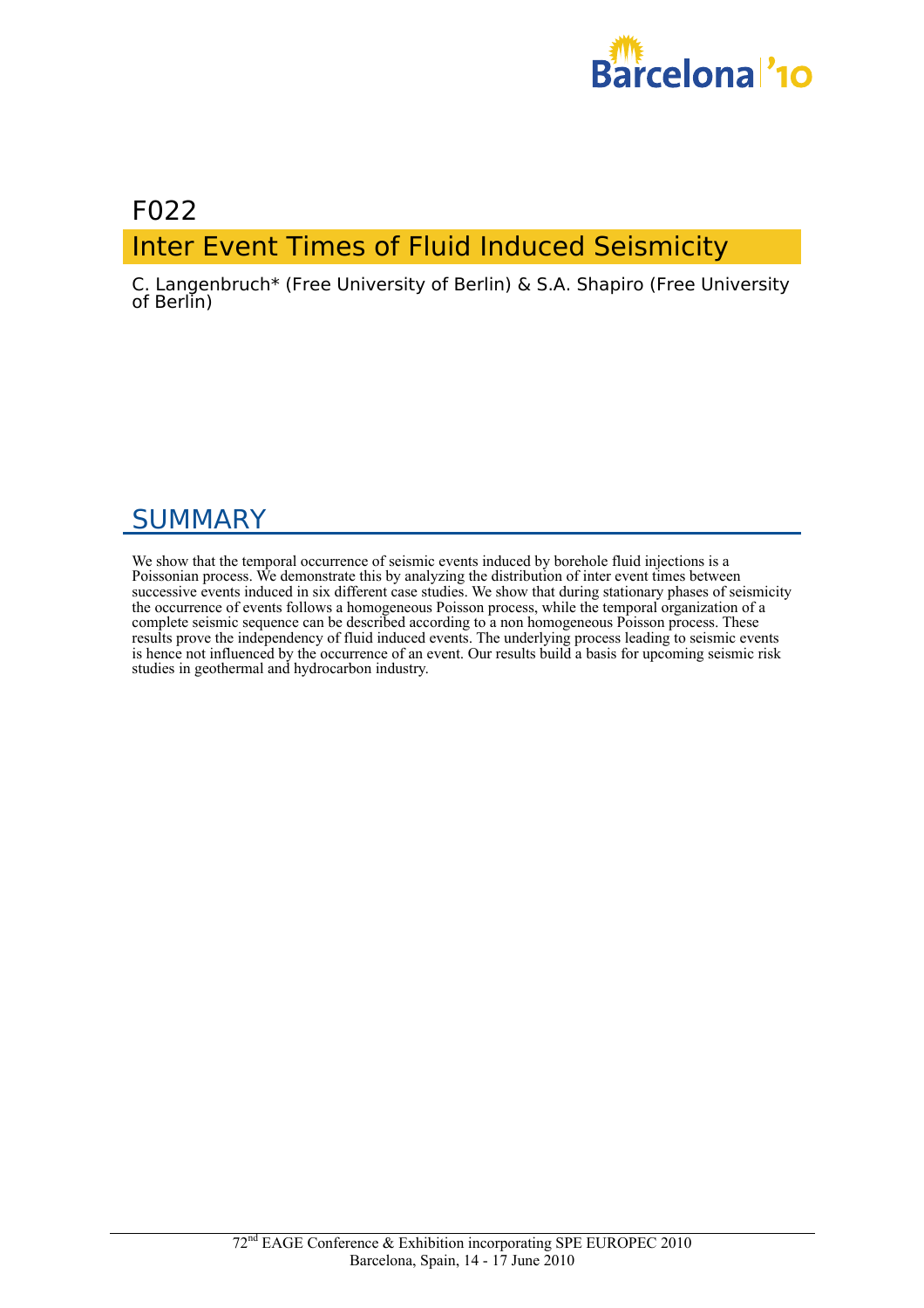F022

# Inter Event Times of Fluid Induced Seismicity

C. Langenbruch* (Free University of Berlin) & S.A. Shapiro (Free University of Berlin)

## SUMMARY

We show that the temporal occurrence of seismic events induced by borehole fluid injections is a Poissonian process. We demonstrate this by analyzing the distribution of inter event times between successive events induced in six different case studies. We show that during stationary phases of seismicity the occurrence of events follows a homogeneous Poisson process, while the temporal organization of a complete seismic sequence can be described according to a non homogeneous Poisson process. These results prove the independency of fluid induced events. The underlying process leading to seismic events is hence not influenced by the occurrence of an event. Our results build a basis for upcoming seismic risk studies in geothermal and hydrocarbon industry.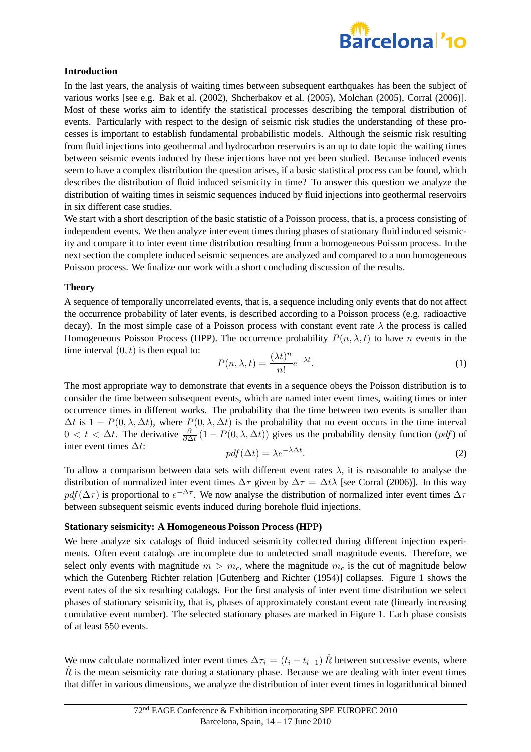## Introduction

In the last years, the analysis of waiting times between subsequent earthquakes has been the subject of various works [see e.g. Bak et al. (2002), Shcherbakov et al. (2005), Molchan (2005), Corral (2006)]. Most of these works aim to identify the statistical processes describing the temporal distribution of events. Particularly with respect to the design of seismic risk studies the understanding of these processes is important to establish fundamental probabilistic models. Although the seismic risk resulting from fluid injections into geothermal and hydrocarbon reservoirs is an up to date topic the waiting times between seismic events induced by these injections have not yet been studied. Because induced events seem to have a complex distribution the question arises, if a basic statistical process can be found, which describes the distribution of fluid induced seismicity in time? To answer this question we analyze the distribution of waiting times in seismic sequences induced by fluid injections into geothermal reservoirs in six different case studies.

We start with a short description of the basic statistic of a Poisson process, that is, a process consisting of independent events. We then analyze inter event times during phases of stationary fluid induced seismicity and compare it to inter event time distribution resulting from a homogeneous Poisson process. In the next section the complete induced seismic sequences are analyzed and compared to a non homogeneous Poisson process. We finalize our work with a short concluding discussion of the results.

## Theory

A sequence of temporally uncorrelated events, that is, a sequence including only events that do not affect the occurrence probability of later events, is described according to a Poisson process (e.g. radioactive decay). In the most simple case of a Poisson process with constant event rate $\lambda$ the process is called Homogeneous Poisson Process (HPP). The occurrence probability $P(n, \lambda, t)$ to have $n$ events in the time interval $(0, t)$ is then equal to:

$$P(n, \lambda, t) = \frac{(\lambda t)^n}{n!} e^{-\lambda t}. \tag{1}$$

The most appropriate way to demonstrate that events in a sequence obeys the Poisson distribution is to consider the time between subsequent events, which are named inter event times, waiting times or inter occurrence times in different works. The probability that the time between two events is smaller than $\Delta t$ is $1 - P(0, \lambda, \Delta t)$, where $P(0, \lambda, \Delta t)$ is the probability that no event occurs in the time interval $0 < t < \Delta t$. The derivative $\frac{\partial}{\partial \Delta t}(1 - P(0, \lambda, \Delta t))$ gives us the probability density function ($pdf$) of inter event times $\Delta t$:

$$pdf(\Delta t) = \lambda e^{-\lambda \Delta t}. \tag{2}$$

To allow a comparison between data sets with different event rates $\lambda$, it is reasonable to analyse the distribution of normalized inter event times $\Delta\tau$ given by $\Delta\tau = \Delta t \lambda$ [see Corral (2006)]. In this way $pdf(\Delta\tau)$ is proportional to $e^{-\Delta\tau}$. We now analyse the distribution of normalized inter event times $\Delta\tau$ between subsequent seismic events induced during borehole fluid injections.

## Stationary seismicity: A Homogeneous Poisson Process (HPP)

We here analyze six catalogs of fluid induced seismicity collected during different injection experiments. Often event catalogs are incomplete due to undetected small magnitude events. Therefore, we select only events with magnitude $m > m_c$, where the magnitude $m_c$ is the cut of magnitude below which the Gutenberg Richter relation [Gutenberg and Richter (1954)] collapses. Figure 1 shows the event rates of the six resulting catalogs. For the first analysis of inter event time distribution we select phases of stationary seismicity, that is, phases of approximately constant event rate (linearly increasing cumulative event number). The selected stationary phases are marked in Figure 1. Each phase consists of at least 550 events.

We now calculate normalized inter event times $\Delta\tau_i = (t_i - t_{i-1})\,\hat{R}$ between successive events, where $\hat{R}$ is the mean seismicity rate during a stationary phase. Because we are dealing with inter event times that differ in various dimensions, we analyze the distribution of inter event times in logarithmical binned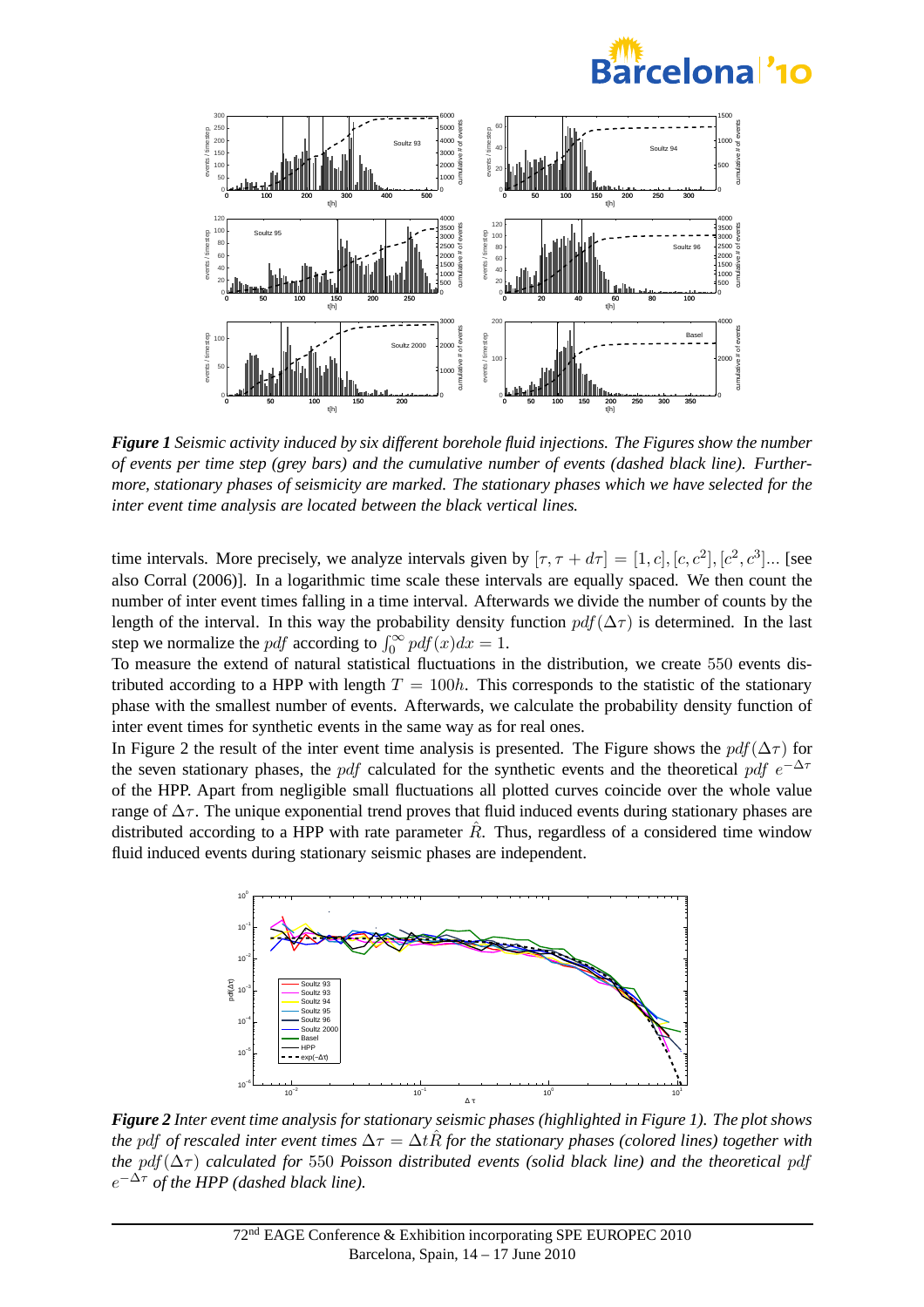*Figure 1 Seismic activity induced by six different borehole fluid injections. The Figures show the number of events per time step (grey bars) and the cumulative number of events (dashed black line). Furthermore, stationary phases of seismicity are marked. The stationary phases which we have selected for the inter event time analysis are located between the black vertical lines.*

time intervals. More precisely, we analyze intervals given by $[\tau, \tau + d\tau] = [1, c], [c, c^2], [c^2, c^3]$... [see also Corral (2006)]. In a logarithmic time scale these intervals are equally spaced. We then count the number of inter event times falling in a time interval. Afterwards we divide the number of counts by the length of the interval. In this way the probability density function $pdf(\Delta\tau)$ is determined. In the last step we normalize the $pdf$ according to $\int_0^\infty pdf(x)dx = 1$.

To measure the extend of natural statistical fluctuations in the distribution, we create 550 events distributed according to a HPP with length $T = 100h$. This corresponds to the statistic of the stationary phase with the smallest number of events. Afterwards, we calculate the probability density function of inter event times for synthetic events in the same way as for real ones.

In Figure 2 the result of the inter event time analysis is presented. The Figure shows the $pdf(\Delta\tau)$ for the seven stationary phases, the $pdf$ calculated for the synthetic events and the theoretical $pdf$ $e^{-\Delta\tau}$ of the HPP. Apart from negligible small fluctuations all plotted curves coincide over the whole value range of $\Delta\tau$. The unique exponential trend proves that fluid induced events during stationary phases are distributed according to a HPP with rate parameter $\hat{R}$. Thus, regardless of a considered time window fluid induced events during stationary seismic phases are independent.

*Figure 2 Inter event time analysis for stationary seismic phases (highlighted in Figure 1). The plot shows the $pdf$ of rescaled inter event times $\Delta\tau = \Delta t\hat{R}$ for the stationary phases (colored lines) together with the $pdf(\Delta\tau)$ calculated for 550 Poisson distributed events (solid black line) and the theoretical $pdf$ $e^{-\Delta\tau}$ of the HPP (dashed black line).*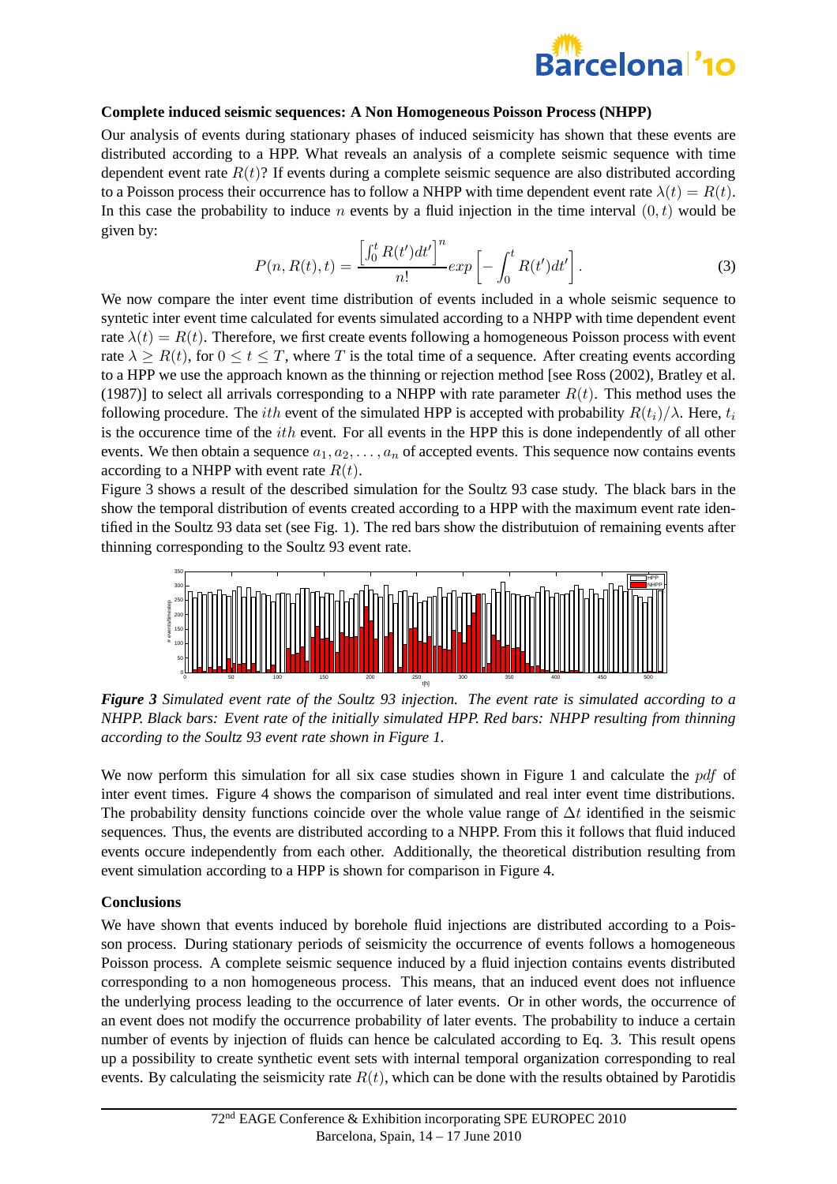### Complete induced seismic sequences: A Non Homogeneous Poisson Process (NHPP)

Our analysis of events during stationary phases of induced seismicity has shown that these events are distributed according to a HPP. What reveals an analysis of a complete seismic sequence with time dependent event rate $R(t)$? If events during a complete seismic sequence are also distributed according to a Poisson process their occurrence has to follow a NHPP with time dependent event rate $\lambda(t) = R(t)$. In this case the probability to induce $n$ events by a fluid injection in the time interval $(0,t)$ would be given by:

$$P(n, R(t), t) = \frac{\left[\int_0^t R(t')dt'\right]^n}{n!} exp\left[-\int_0^t R(t')dt'\right]. \tag{3}$$

We now compare the inter event time distribution of events included in a whole seismic sequence to syntetic inter event time calculated for events simulated according to a NHPP with time dependent event rate $\lambda(t) = R(t)$. Therefore, we first create events following a homogeneous Poisson process with event rate $\lambda \geq R(t)$, for $0 \leq t \leq T$, where $T$ is the total time of a sequence. After creating events according to a HPP we use the approach known as the thinning or rejection method [see Ross (2002), Bratley et al. (1987)] to select all arrivals corresponding to a NHPP with rate parameter $R(t)$. This method uses the following procedure. The $ith$ event of the simulated HPP is accepted with probability $R(t_i)/\lambda$. Here, $t_i$ is the occurence time of the $ith$ event. For all events in the HPP this is done independently of all other events. We then obtain a sequence $a_1, a_2, \ldots, a_n$ of accepted events. This sequence now contains events according to a NHPP with event rate $R(t)$.

Figure 3 shows a result of the described simulation for the Soultz 93 case study. The black bars in the show the temporal distribution of events created according to a HPP with the maximum event rate identified in the Soultz 93 data set (see Fig. 1). The red bars show the distributuion of remaining events after thinning corresponding to the Soultz 93 event rate.

***Figure 3*** *Simulated event rate of the Soultz 93 injection. The event rate is simulated according to a NHPP. Black bars: Event rate of the initially simulated HPP. Red bars: NHPP resulting from thinning according to the Soultz 93 event rate shown in Figure 1.*

We now perform this simulation for all six case studies shown in Figure 1 and calculate the $pdf$ of inter event times. Figure 4 shows the comparison of simulated and real inter event time distributions. The probability density functions coincide over the whole value range of $\Delta t$ identified in the seismic sequences. Thus, the events are distributed according to a NHPP. From this it follows that fluid induced events occure independently from each other. Additionally, the theoretical distribution resulting from event simulation according to a HPP is shown for comparison in Figure 4.

### Conclusions

We have shown that events induced by borehole fluid injections are distributed according to a Poisson process. During stationary periods of seismicity the occurrence of events follows a homogeneous Poisson process. A complete seismic sequence induced by a fluid injection contains events distributed corresponding to a non homogeneous process. This means, that an induced event does not influence the underlying process leading to the occurrence of later events. Or in other words, the occurrence of an event does not modify the occurrence probability of later events. The probability to induce a certain number of events by injection of fluids can hence be calculated according to Eq. 3. This result opens up a possibility to create synthetic event sets with internal temporal organization corresponding to real events. By calculating the seismicity rate $R(t)$, which can be done with the results obtained by Parotidis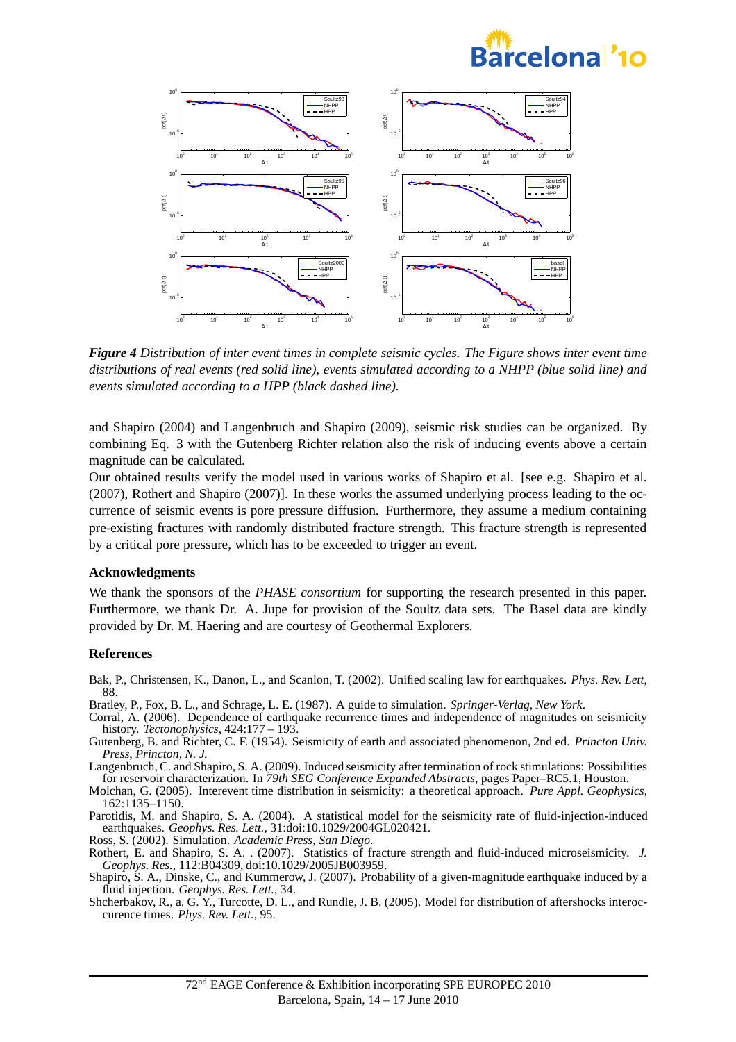Soultz93
NHPP
HPP
pdf(Δt)
Δt

Soultz94
NHPP
HPP
pdf(Δt)
Δt

Soultz95
NHPP
HPP
pdf(Δt)
Δt

Soultz96
NHPP
HPP
pdf(Δt)
Δt

Soultz2000
NHPP
HPP
pdf(Δt)
Δt

basel
NHPP
HPP
pdf(Δt)
Δt

***Figure 4*** *Distribution of inter event times in complete seismic cycles. The Figure shows inter event time distributions of real events (red solid line), events simulated according to a NHPP (blue solid line) and events simulated according to a HPP (black dashed line).*

and Shapiro (2004) and Langenbruch and Shapiro (2009), seismic risk studies can be organized. By combining Eq. 3 with the Gutenberg Richter relation also the risk of inducing events above a certain magnitude can be calculated.

Our obtained results verify the model used in various works of Shapiro et al. [see e.g. Shapiro et al. (2007), Rothert and Shapiro (2007)]. In these works the assumed underlying process leading to the occurrence of seismic events is pore pressure diffusion. Furthermore, they assume a medium containing pre-existing fractures with randomly distributed fracture strength. This fracture strength is represented by a critical pore pressure, which has to be exceeded to trigger an event.

### Acknowledgments

We thank the sponsors of the *PHASE consortium* for supporting the research presented in this paper. Furthermore, we thank Dr. A. Jupe for provision of the Soultz data sets. The Basel data are kindly provided by Dr. M. Haering and are courtesy of Geothermal Explorers.

### References

Bak, P., Christensen, K., Danon, L., and Scanlon, T. (2002). Unified scaling law for earthquakes. *Phys. Rev. Lett*, 88.

Bratley, P., Fox, B. L., and Schrage, L. E. (1987). A guide to simulation. *Springer-Verlag, New York*.

Corral, A. (2006). Dependence of earthquake recurrence times and independence of magnitudes on seismicity history. *Tectonophysics*, 424:177 – 193.

Gutenberg, B. and Richter, C. F. (1954). Seismicity of earth and associated phenomenon, 2nd ed. *Princton Univ. Press, Princton, N. J.*

Langenbruch, C. and Shapiro, S. A. (2009). Induced seismicity after termination of rock stimulations: Possibilities for reservoir characterization. In *79th SEG Conference Expanded Abstracts*, pages Paper–RC5.1, Houston.

Molchan, G. (2005). Interevent time distribution in seismicity: a theoretical approach. *Pure Appl. Geophysics*, 162:1135–1150.

Parotidis, M. and Shapiro, S. A. (2004). A statistical model for the seismicity rate of fluid-injection-induced earthquakes. *Geophys. Res. Lett.*, 31:doi:10.1029/2004GL020421.

Ross, S. (2002). Simulation. *Academic Press, San Diego*.

Rothert, E. and Shapiro, S. A. . (2007). Statistics of fracture strength and fluid-induced microseismicity. *J. Geophys. Res.*, 112:B04309, doi:10.1029/2005JB003959.

Shapiro, S. A., Dinske, C., and Kummerow, J. (2007). Probability of a given-magnitude earthquake induced by a fluid injection. *Geophys. Res. Lett.*, 34.

Shcherbakov, R., a. G. Y., Turcotte, D. L., and Rundle, J. B. (2005). Model for distribution of aftershocks interoccurence times. *Phys. Rev. Lett.*, 95.